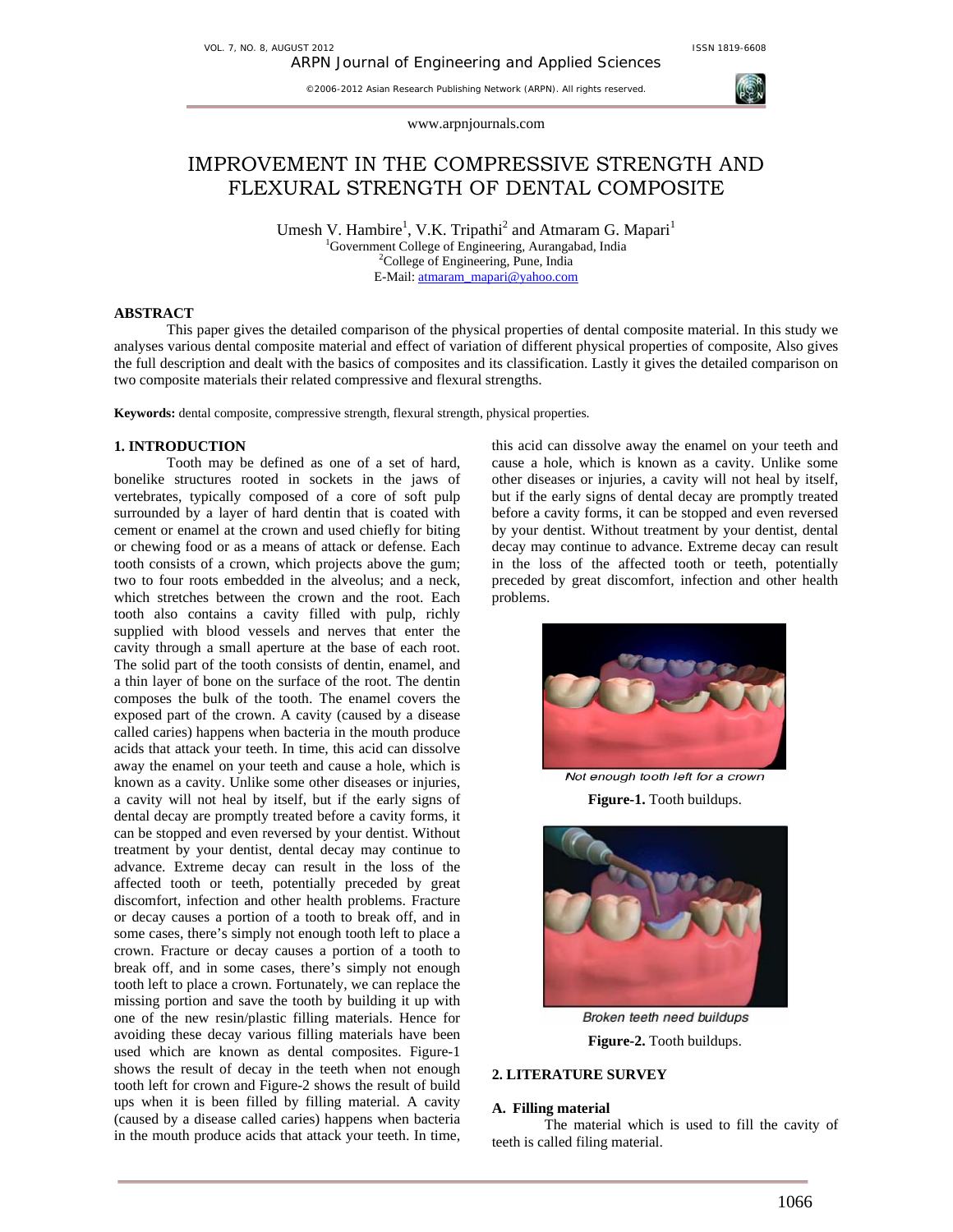# IMPROVEMENT IN THE COMPRESSIVE STRENGTH AND FLEXURAL STRENGTH OF DENTAL COMPOSITE

Umesh V. Hambire[1], V.K. Tripathi[2] and Atmaram G. Mapari[1]

[1]Government College of Engineering, Aurangabad, India
[2]College of Engineering, Pune, India
E-Mail: atmaram_mapari@yahoo.com

## ABSTRACT

This paper gives the detailed comparison of the physical properties of dental composite material. In this study we analyses various dental composite material and effect of variation of different physical properties of composite, Also gives the full description and dealt with the basics of composites and its classification. Lastly it gives the detailed comparison on two composite materials their related compressive and flexural strengths.

**Keywords:** dental composite, compressive strength, flexural strength, physical properties.

## 1. INTRODUCTION

Tooth may be defined as one of a set of hard, bonelike structures rooted in sockets in the jaws of vertebrates, typically composed of a core of soft pulp surrounded by a layer of hard dentin that is coated with cement or enamel at the crown and used chiefly for biting or chewing food or as a means of attack or defense. Each tooth consists of a crown, which projects above the gum; two to four roots embedded in the alveolus; and a neck, which stretches between the crown and the root. Each tooth also contains a cavity filled with pulp, richly supplied with blood vessels and nerves that enter the cavity through a small aperture at the base of each root. The solid part of the tooth consists of dentin, enamel, and a thin layer of bone on the surface of the root. The dentin composes the bulk of the tooth. The enamel covers the exposed part of the crown. A cavity (caused by a disease called caries) happens when bacteria in the mouth produce acids that attack your teeth. In time, this acid can dissolve away the enamel on your teeth and cause a hole, which is known as a cavity. Unlike some other diseases or injuries, a cavity will not heal by itself, but if the early signs of dental decay are promptly treated before a cavity forms, it can be stopped and even reversed by your dentist. Without treatment by your dentist, dental decay may continue to advance. Extreme decay can result in the loss of the affected tooth or teeth, potentially preceded by great discomfort, infection and other health problems. Fracture or decay causes a portion of a tooth to break off, and in some cases, there's simply not enough tooth left to place a crown. Fracture or decay causes a portion of a tooth to break off, and in some cases, there's simply not enough tooth left to place a crown. Fortunately, we can replace the missing portion and save the tooth by building it up with one of the new resin/plastic filling materials. Hence for avoiding these decay various filling materials have been used which are known as dental composites. Figure-1 shows the result of decay in the teeth when not enough tooth left for crown and Figure-2 shows the result of build ups when it is been filled by filling material. A cavity (caused by a disease called caries) happens when bacteria in the mouth produce acids that attack your teeth. In time, this acid can dissolve away the enamel on your teeth and cause a hole, which is known as a cavity. Unlike some other diseases or injuries, a cavity will not heal by itself, but if the early signs of dental decay are promptly treated before a cavity forms, it can be stopped and even reversed by your dentist. Without treatment by your dentist, dental decay may continue to advance. Extreme decay can result in the loss of the affected tooth or teeth, potentially preceded by great discomfort, infection and other health problems.

*Not enough tooth left for a crown*

**Figure-1.** Tooth buildups.

*Broken teeth need buildups*

**Figure-2.** Tooth buildups.

## 2. LITERATURE SURVEY

### A. Filling material

The material which is used to fill the cavity of teeth is called filing material.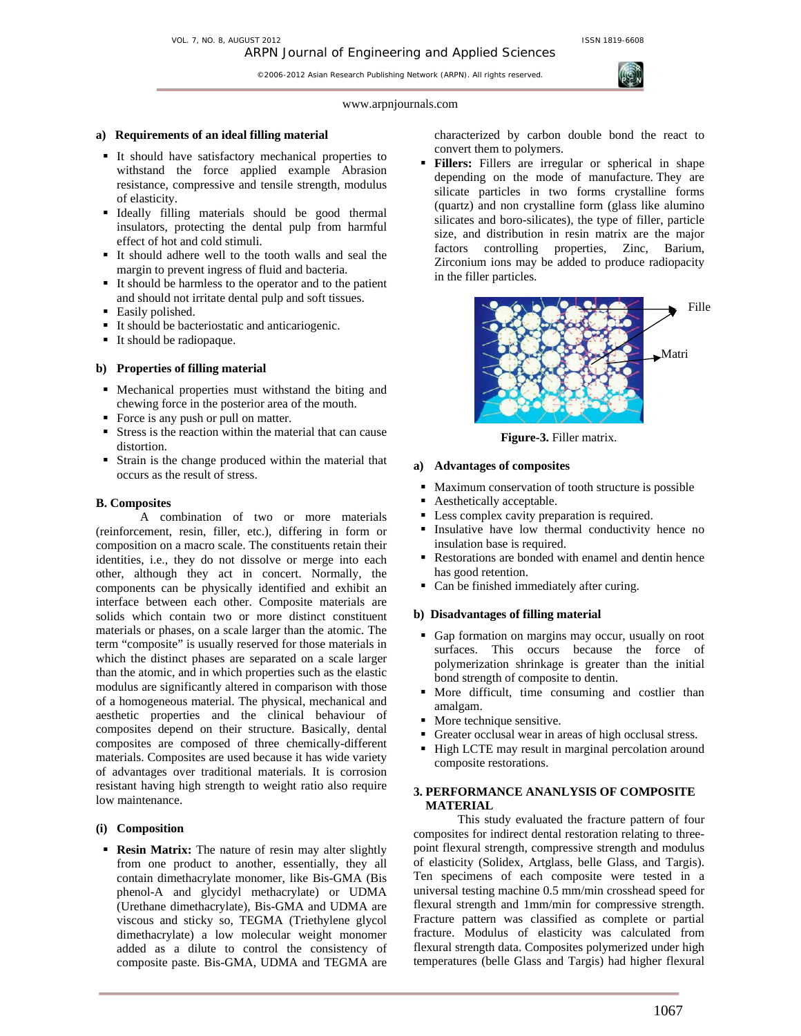### a) Requirements of an ideal filling material

- It should have satisfactory mechanical properties to withstand the force applied example Abrasion resistance, compressive and tensile strength, modulus of elasticity.
- Ideally filling materials should be good thermal insulators, protecting the dental pulp from harmful effect of hot and cold stimuli.
- It should adhere well to the tooth walls and seal the margin to prevent ingress of fluid and bacteria.
- It should be harmless to the operator and to the patient and should not irritate dental pulp and soft tissues.
- Easily polished.
- It should be bacteriostatic and anticariogenic.
- It should be radiopaque.

### b) Properties of filling material

- Mechanical properties must withstand the biting and chewing force in the posterior area of the mouth.
- Force is any push or pull on matter.
- Stress is the reaction within the material that can cause distortion.
- Strain is the change produced within the material that occurs as the result of stress.

### B. Composites

A combination of two or more materials (reinforcement, resin, filler, etc.), differing in form or composition on a macro scale. The constituents retain their identities, i.e., they do not dissolve or merge into each other, although they act in concert. Normally, the components can be physically identified and exhibit an interface between each other. Composite materials are solids which contain two or more distinct constituent materials or phases, on a scale larger than the atomic. The term "composite" is usually reserved for those materials in which the distinct phases are separated on a scale larger than the atomic, and in which properties such as the elastic modulus are significantly altered in comparison with those of a homogeneous material. The physical, mechanical and aesthetic properties and the clinical behaviour of composites depend on their structure. Basically, dental composites are composed of three chemically-different materials. Composites are used because it has wide variety of advantages over traditional materials. It is corrosion resistant having high strength to weight ratio also require low maintenance.

### (i) Composition

- **Resin Matrix:** The nature of resin may alter slightly from one product to another, essentially, they all contain dimethacrylate monomer, like Bis-GMA (Bis phenol-A and glycidyl methacrylate) or UDMA (Urethane dimethacrylate), Bis-GMA and UDMA are viscous and sticky so, TEGMA (Triethylene glycol dimethacrylate) a low molecular weight monomer added as a dilute to control the consistency of composite paste. Bis-GMA, UDMA and TEGMA are characterized by carbon double bond the react to convert them to polymers.
- **Fillers:** Fillers are irregular or spherical in shape depending on the mode of manufacture. They are silicate particles in two forms crystalline forms (quartz) and non crystalline form (glass like alumino silicates and boro-silicates), the type of filler, particle size, and distribution in resin matrix are the major factors controlling properties, Zinc, Barium, Zirconium ions may be added to produce radiopacity in the filler particles.

Fille

Matri

**Figure-3.** Filler matrix.

### a) Advantages of composites

- Maximum conservation of tooth structure is possible
- Aesthetically acceptable.
- Less complex cavity preparation is required.
- Insulative have low thermal conductivity hence no insulation base is required.
- Restorations are bonded with enamel and dentin hence has good retention.
- Can be finished immediately after curing.

### b) Disadvantages of filling material

- Gap formation on margins may occur, usually on root surfaces. This occurs because the force of polymerization shrinkage is greater than the initial bond strength of composite to dentin.
- More difficult, time consuming and costlier than amalgam.
- More technique sensitive.
- Greater occlusal wear in areas of high occlusal stress.
- High LCTE may result in marginal percolation around composite restorations.

## 3. PERFORMANCE ANANLYSIS OF COMPOSITE MATERIAL

This study evaluated the fracture pattern of four composites for indirect dental restoration relating to three-point flexural strength, compressive strength and modulus of elasticity (Solidex, Artglass, belle Glass, and Targis). Ten specimens of each composite were tested in a universal testing machine 0.5 mm/min crosshead speed for flexural strength and 1mm/min for compressive strength. Fracture pattern was classified as complete or partial fracture. Modulus of elasticity was calculated from flexural strength data. Composites polymerized under high temperatures (belle Glass and Targis) had higher flexural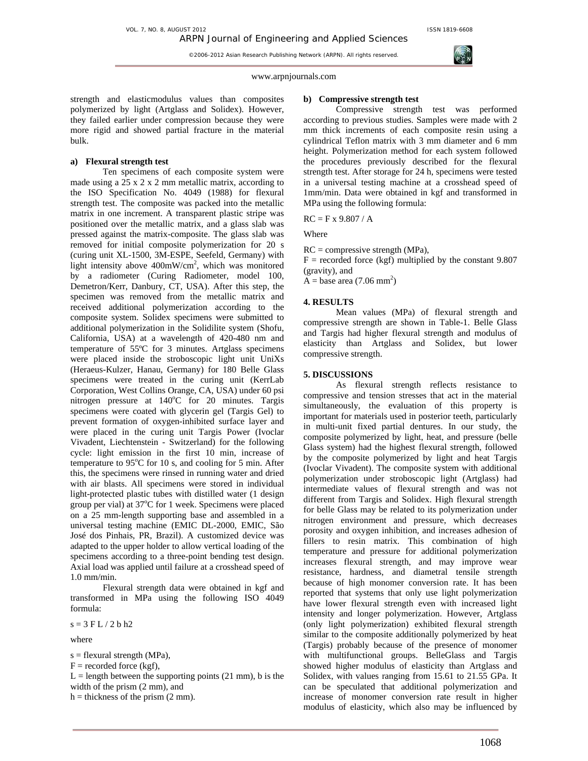strength and elasticmodulus values than composites polymerized by light (Artglass and Solidex). However, they failed earlier under compression because they were more rigid and showed partial fracture in the material bulk.

**a) Flexural strength test**

Ten specimens of each composite system were made using a 25 x 2 x 2 mm metallic matrix, according to the ISO Specification No. 4049 (1988) for flexural strength test. The composite was packed into the metallic matrix in one increment. A transparent plastic stripe was positioned over the metallic matrix, and a glass slab was pressed against the matrix-composite. The glass slab was removed for initial composite polymerization for 20 s (curing unit XL-1500, 3M-ESPE, Seefeld, Germany) with light intensity above 400mW/cm$^2$, which was monitored by a radiometer (Curing Radiometer, model 100, Demetron/Kerr, Danbury, CT, USA). After this step, the specimen was removed from the metallic matrix and received additional polymerization according to the composite system. Solidex specimens were submitted to additional polymerization in the Solidilite system (Shofu, California, USA) at a wavelength of 420-480 nm and temperature of 55ºC for 3 minutes. Artglass specimens were placed inside the stroboscopic light unit UniXs (Heraeus-Kulzer, Hanau, Germany) for 180 Belle Glass specimens were treated in the curing unit (KerrLab Corporation, West Collins Orange, CA, USA) under 60 psi nitrogen pressure at 140$^o$C for 20 minutes. Targis specimens were coated with glycerin gel (Targis Gel) to prevent formation of oxygen-inhibited surface layer and were placed in the curing unit Targis Power (Ivoclar Vivadent, Liechtenstein - Switzerland) for the following cycle: light emission in the first 10 min, increase of temperature to 95$^o$C for 10 s, and cooling for 5 min. After this, the specimens were rinsed in running water and dried with air blasts. All specimens were stored in individual light-protected plastic tubes with distilled water (1 design group per vial) at 37$^o$C for 1 week. Specimens were placed on a 25 mm-length supporting base and assembled in a universal testing machine (EMIC DL-2000, EMIC, São José dos Pinhais, PR, Brazil). A customized device was adapted to the upper holder to allow vertical loading of the specimens according to a three-point bending test design. Axial load was applied until failure at a crosshead speed of 1.0 mm/min.

Flexural strength data were obtained in kgf and transformed in MPa using the following ISO 4049 formula:

$s = 3\,F\,L / 2\,b\,h2$

where

s = flexural strength (MPa),
F = recorded force (kgf),
L = length between the supporting points (21 mm), b is the width of the prism (2 mm), and
h = thickness of the prism (2 mm).

**b) Compressive strength test**

Compressive strength test was performed according to previous studies. Samples were made with 2 mm thick increments of each composite resin using a cylindrical Teflon matrix with 3 mm diameter and 6 mm height. Polymerization method for each system followed the procedures previously described for the flexural strength test. After storage for 24 h, specimens were tested in a universal testing machine at a crosshead speed of 1mm/min. Data were obtained in kgf and transformed in MPa using the following formula:

$RC = F \times 9.807 / A$

Where

RC = compressive strength (MPa),
F = recorded force (kgf) multiplied by the constant 9.807 (gravity), and
A = base area (7.06 mm$^2$)

## 4. RESULTS

Mean values (MPa) of flexural strength and compressive strength are shown in Table-1. Belle Glass and Targis had higher flexural strength and modulus of elasticity than Artglass and Solidex, but lower compressive strength.

## 5. DISCUSSIONS

As flexural strength reflects resistance to compressive and tension stresses that act in the material simultaneously, the evaluation of this property is important for materials used in posterior teeth, particularly in multi-unit fixed partial dentures. In our study, the composite polymerized by light, heat, and pressure (belle Glass system) had the highest flexural strength, followed by the composite polymerized by light and heat Targis (Ivoclar Vivadent). The composite system with additional polymerization under stroboscopic light (Artglass) had intermediate values of flexural strength and was not different from Targis and Solidex. High flexural strength for belle Glass may be related to its polymerization under nitrogen environment and pressure, which decreases porosity and oxygen inhibition, and increases adhesion of fillers to resin matrix. This combination of high temperature and pressure for additional polymerization increases flexural strength, and may improve wear resistance, hardness, and diametral tensile strength because of high monomer conversion rate. It has been reported that systems that only use light polymerization have lower flexural strength even with increased light intensity and longer polymerization. However, Artglass (only light polymerization) exhibited flexural strength similar to the composite additionally polymerized by heat (Targis) probably because of the presence of monomer with multifunctional groups. BelleGlass and Targis showed higher modulus of elasticity than Artglass and Solidex, with values ranging from 15.61 to 21.55 GPa. It can be speculated that additional polymerization and increase of monomer conversion rate result in higher modulus of elasticity, which also may be influenced by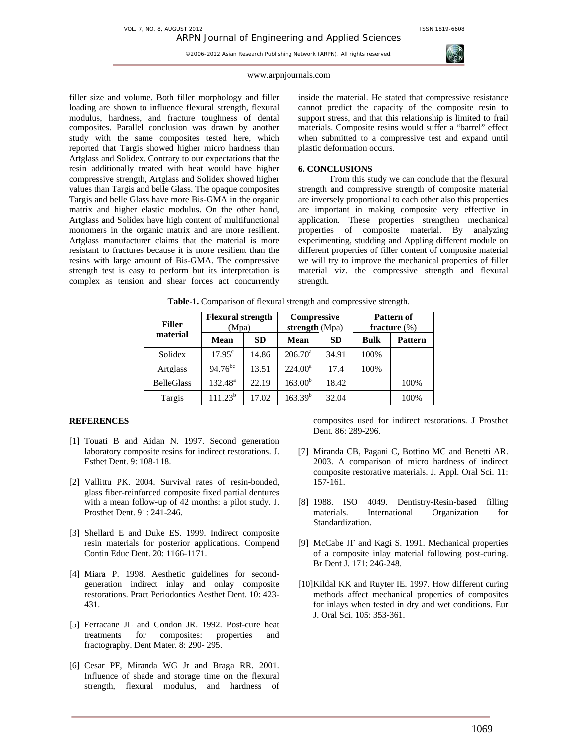filler size and volume. Both filler morphology and filler loading are shown to influence flexural strength, flexural modulus, hardness, and fracture toughness of dental composites. Parallel conclusion was drawn by another study with the same composites tested here, which reported that Targis showed higher micro hardness than Artglass and Solidex. Contrary to our expectations that the resin additionally treated with heat would have higher compressive strength, Artglass and Solidex showed higher values than Targis and belle Glass. The opaque composites Targis and belle Glass have more Bis-GMA in the organic matrix and higher elastic modulus. On the other hand, Artglass and Solidex have high content of multifunctional monomers in the organic matrix and are more resilient. Artglass manufacturer claims that the material is more resistant to fractures because it is more resilient than the resins with large amount of Bis-GMA. The compressive strength test is easy to perform but its interpretation is complex as tension and shear forces act concurrently inside the material. He stated that compressive resistance cannot predict the capacity of the composite resin to support stress, and that this relationship is limited to frail materials. Composite resins would suffer a "barrel" effect when submitted to a compressive test and expand until plastic deformation occurs.

## 6. CONCLUSIONS

From this study we can conclude that the flexural strength and compressive strength of composite material are inversely proportional to each other also this properties are important in making composite very effective in application. These properties strengthen mechanical properties of composite material. By analyzing experimenting, studding and Appling different module on different properties of filler content of composite material we will try to improve the mechanical properties of filler material viz. the compressive strength and flexural strength.

**Table-1.** Comparison of flexural strength and compressive strength.

| Filler material | Flexural strength (Mpa) | | Compressive strength (Mpa) | | Pattern of fracture (%) | |
|---|---|---|---|---|---|---|
| | Mean | SD | Mean | SD | Bulk | Pattern |
| Solidex | 17.95[c] | 14.86 | 206.70[a] | 34.91 | 100% | |
| Artglass | 94.76[bc] | 13.51 | 224.00[a] | 17.4 | 100% | |
| BelleGlass | 132.48[a] | 22.19 | 163.00[b] | 18.42 | | 100% |
| Targis | 111.23[b] | 17.02 | 163.39[b] | 32.04 | | 100% |

## REFERENCES

[1] Touati B and Aidan N. 1997. Second generation laboratory composite resins for indirect restorations. J. Esthet Dent. 9: 108-118.

[2] Vallittu PK. 2004. Survival rates of resin-bonded, glass fiber-reinforced composite fixed partial dentures with a mean follow-up of 42 months: a pilot study. J. Prosthet Dent. 91: 241-246.

[3] Shellard E and Duke ES. 1999. Indirect composite resin materials for posterior applications. Compend Contin Educ Dent. 20: 1166-1171.

[4] Miara P. 1998. Aesthetic guidelines for second-generation indirect inlay and onlay composite restorations. Pract Periodontics Aesthet Dent. 10: 423-431.

[5] Ferracane JL and Condon JR. 1992. Post-cure heat treatments for composites: properties and fractography. Dent Mater. 8: 290- 295.

[6] Cesar PF, Miranda WG Jr and Braga RR. 2001. Influence of shade and storage time on the flexural strength, flexural modulus, and hardness of composites used for indirect restorations. J Prosthet Dent. 86: 289-296.

[7] Miranda CB, Pagani C, Bottino MC and Benetti AR. 2003. A comparison of micro hardness of indirect composite restorative materials. J. Appl. Oral Sci. 11: 157-161.

[8] 1988. ISO 4049. Dentistry-Resin-based filling materials. International Organization for Standardization.

[9] McCabe JF and Kagi S. 1991. Mechanical properties of a composite inlay material following post-curing. Br Dent J. 171: 246-248.

[10]Kildal KK and Ruyter IE. 1997. How different curing methods affect mechanical properties of composites for inlays when tested in dry and wet conditions. Eur J. Oral Sci. 105: 353-361.